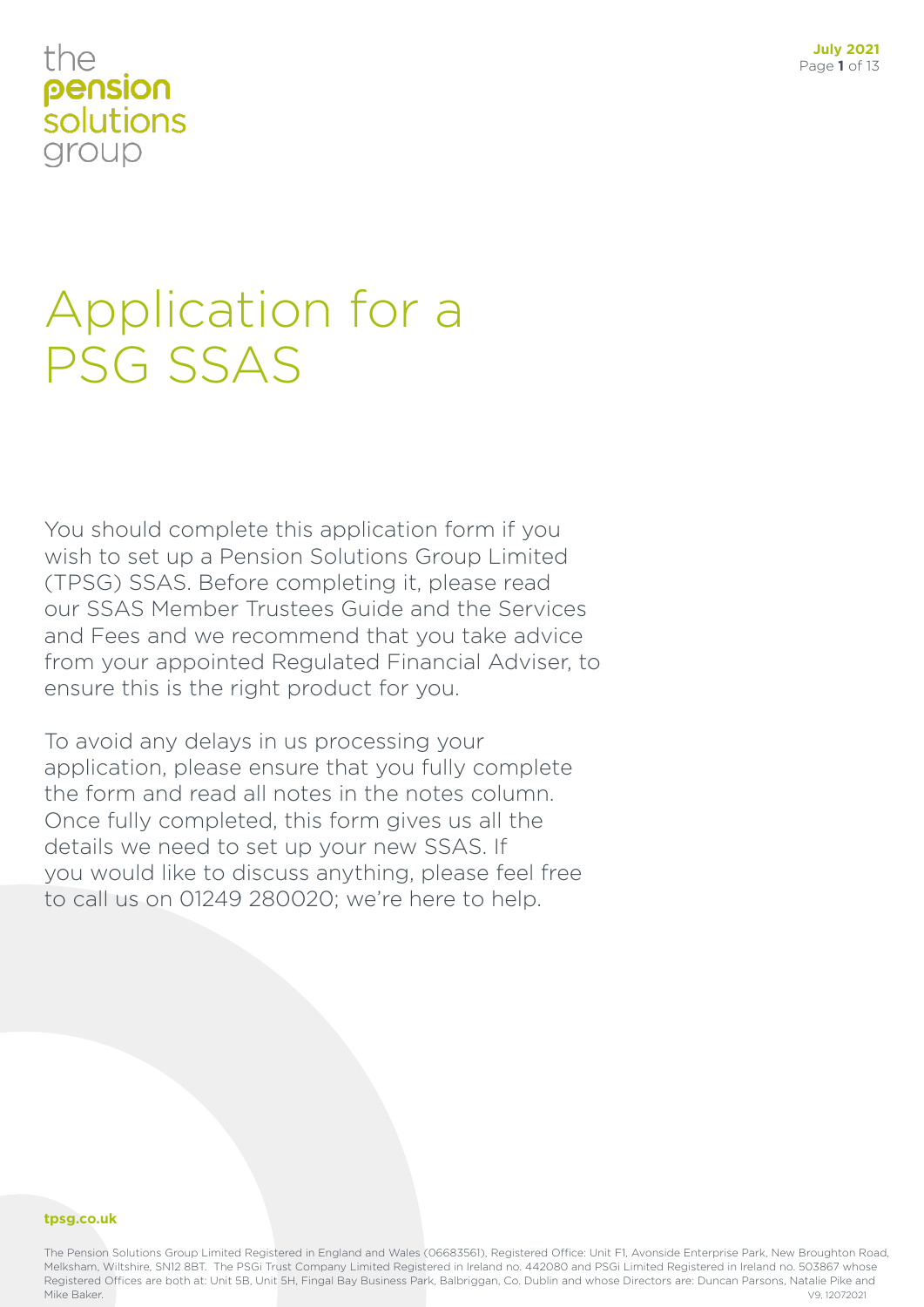the
pension
solutions
group

# Application for a PSG SSAS

You should complete this application form if you wish to set up a Pension Solutions Group Limited (TPSG) SSAS. Before completing it, please read our SSAS Member Trustees Guide and the Services and Fees and we recommend that you take advice from your appointed Regulated Financial Adviser, to ensure this is the right product for you.

To avoid any delays in us processing your application, please ensure that you fully complete the form and read all notes in the notes column. Once fully completed, this form gives us all the details we need to set up your new SSAS. If you would like to discuss anything, please feel free to call us on 01249 280020; we're here to help.

**tpsg.co.uk**

The Pension Solutions Group Limited Registered in England and Wales (06683561), Registered Office: Unit F1, Avonside Enterprise Park, New Broughton Road, Melksham, Wiltshire, SN12 8BT. The PSGi Trust Company Limited Registered in Ireland no. 442080 and PSGi Limited Registered in Ireland no. 503867 whose Registered Offices are both at: Unit 5B, Unit 5H, Fingal Bay Business Park, Balbriggan, Co. Dublin and whose Directors are: Duncan Parsons, Natalie Pike and Mike Baker.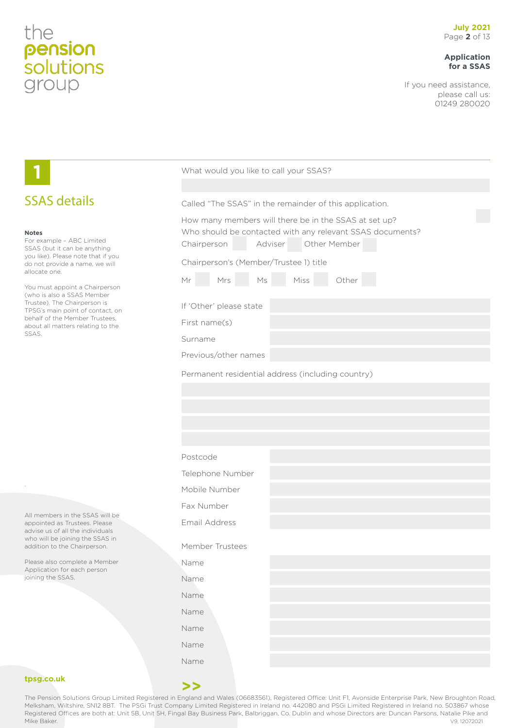## 1 SSAS details

**Notes**
For example – ABC Limited SSAS (but it can be anything you like). Please note that if you do not provide a name, we will allocate one.

You must appoint a Chairperson (who is also a SSAS Member Trustee). The Chairperson is TPSG's main point of contact, on behalf of the Member Trustees, about all matters relating to the SSAS.

All members in the SSAS will be appointed as Trustees. Please advise us of all the individuals who will be joining the SSAS in addition to the Chairperson.

Please also complete a Member Application for each person joining the SSAS.

What would you like to call your SSAS?

Called "The SSAS" in the remainder of this application.

How many members will there be in the SSAS at set up?

Who should be contacted with any relevant SSAS documents?

Chairperson ☐ Adviser ☐ Other Member ☐

Chairperson's (Member/Trustee 1) title

Mr ☐ Mrs ☐ Ms ☐ Miss ☐ Other ☐

If 'Other' please state

First name(s)

Surname

Previous/other names

Permanent residential address (including country)

Postcode

Telephone Number

Mobile Number

Fax Number

Email Address

Member Trustees

Name

Name

Name

Name

Name

Name

Name

>>

The Pension Solutions Group Limited Registered in England and Wales (06683561), Registered Office: Unit F1, Avonside Enterprise Park, New Broughton Road, Melksham, Wiltshire, SN12 8BT. The PSGi Trust Company Limited Registered in Ireland no. 442080 and PSGi Limited Registered in Ireland no. 503867 whose Registered Offices are both at: Unit 5B, Unit 5H, Fingal Bay Business Park, Balbriggan, Co. Dublin and whose Directors are: Duncan Parsons, Natalie Pike and Mike Baker.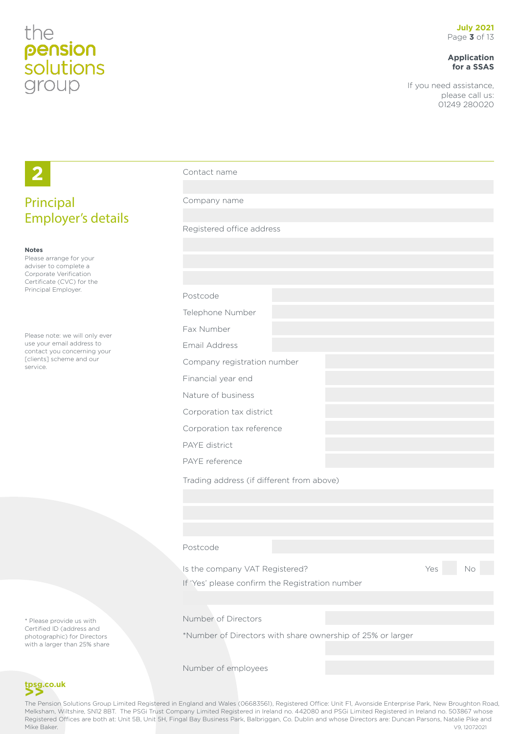# 2

## Principal Employer's details

**Notes**

Please arrange for your adviser to complete a Corporate Verification Certificate (CVC) for the Principal Employer.

Please note: we will only ever use your email address to contact you concerning your [clients] scheme and our service.

\* Please provide us with Certified ID (address and photographic) for Directors with a larger than 25% share

Contact name

Company name

Registered office address

| | |
|---|---|
| Postcode | |
| Telephone Number | |
| Fax Number | |
| Email Address | |
| Company registration number | |
| Financial year end | |
| Nature of business | |
| Corporation tax district | |
| Corporation tax reference | |
| PAYE district | |
| PAYE reference | |

Trading address (if different from above)

| | |
|---|---|
| Postcode | |

Is the company VAT Registered? Yes ☐ No ☐

If 'Yes' please confirm the Registration number

| | |
|---|---|
| Number of Directors | |
| *Number of Directors with share ownership of 25% or larger | |
| Number of employees | |

tpsg.co.uk

The Pension Solutions Group Limited Registered in England and Wales (06683561), Registered Office: Unit F1, Avonside Enterprise Park, New Broughton Road, Melksham, Wiltshire, SN12 8BT. The PSGi Trust Company Limited Registered in Ireland no. 442080 and PSGi Limited Registered in Ireland no. 503867 whose Registered Offices are both at: Unit 5B, Unit 5H, Fingal Bay Business Park, Balbriggan, Co. Dublin and whose Directors are: Duncan Parsons, Natalie Pike and Mike Baker.

V9, 12072021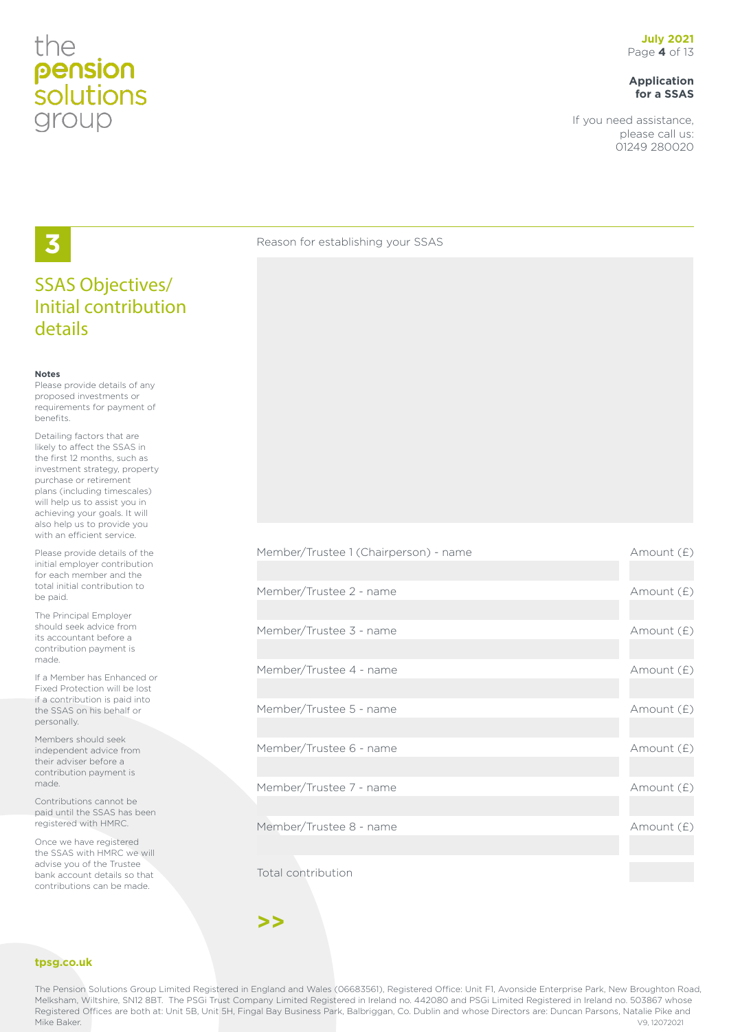# 3

## SSAS Objectives/ Initial contribution details

**Notes**

Please provide details of any proposed investments or requirements for payment of benefits.

Detailing factors that are likely to affect the SSAS in the first 12 months, such as investment strategy, property purchase or retirement plans (including timescales) will help us to assist you in achieving your goals. It will also help us to provide you with an efficient service.

Please provide details of the initial employer contribution for each member and the total initial contribution to be paid.

The Principal Employer should seek advice from its accountant before a contribution payment is made.

If a Member has Enhanced or Fixed Protection will be lost if a contribution is paid into the SSAS on his behalf or personally.

Members should seek independent advice from their adviser before a contribution payment is made.

Contributions cannot be paid until the SSAS has been registered with HMRC.

Once we have registered the SSAS with HMRC we will advise you of the Trustee bank account details so that contributions can be made.

Reason for establishing your SSAS

| Member/Trustee | Amount (£) |
|---|---|
| Member/Trustee 1 (Chairperson) - name | |
| Member/Trustee 2 - name | |
| Member/Trustee 3 - name | |
| Member/Trustee 4 - name | |
| Member/Trustee 5 - name | |
| Member/Trustee 6 - name | |
| Member/Trustee 7 - name | |
| Member/Trustee 8 - name | |
| Total contribution | |

>>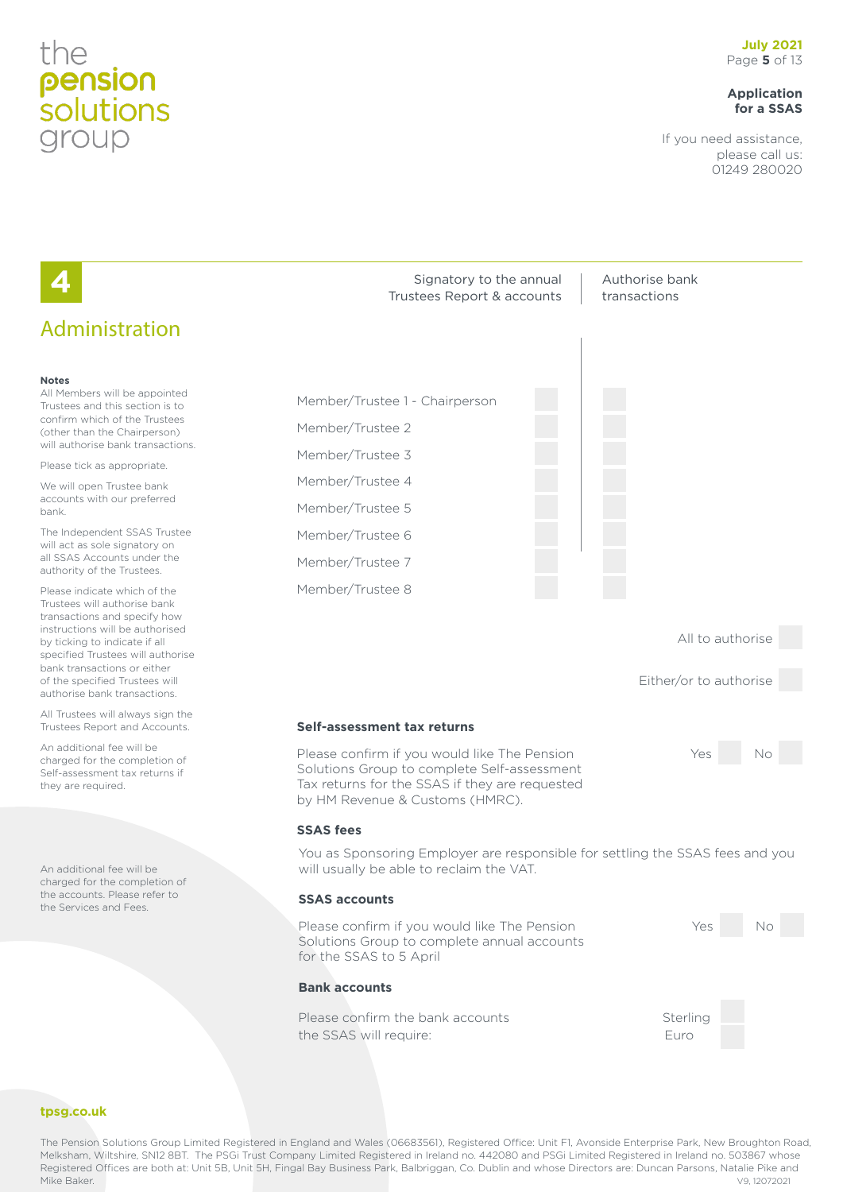## 4 Administration

**Notes**

All Members will be appointed Trustees and this section is to confirm which of the Trustees (other than the Chairperson) will authorise bank transactions.

Please tick as appropriate.

We will open Trustee bank accounts with our preferred bank.

The Independent SSAS Trustee will act as sole signatory on all SSAS Accounts under the authority of the Trustees.

Please indicate which of the Trustees will authorise bank transactions and specify how instructions will be authorised by ticking to indicate if all specified Trustees will authorise bank transactions or either of the specified Trustees will authorise bank transactions.

All Trustees will always sign the Trustees Report and Accounts.

An additional fee will be charged for the completion of Self-assessment tax returns if they are required.

An additional fee will be charged for the completion of the accounts. Please refer to the Services and Fees.

| | Signatory to the annual Trustees Report & accounts | Authorise bank transactions |
|---|---|---|
| Member/Trustee 1 - Chairperson | | |
| Member/Trustee 2 | | |
| Member/Trustee 3 | | |
| Member/Trustee 4 | | |
| Member/Trustee 5 | | |
| Member/Trustee 6 | | |
| Member/Trustee 7 | | |
| Member/Trustee 8 | | |

All to authorise ☐

Either/or to authorise ☐

### Self-assessment tax returns

Please confirm if you would like The Pension Solutions Group to complete Self-assessment Tax returns for the SSAS if they are requested by HM Revenue & Customs (HMRC).

Yes ☐ No ☐

### SSAS fees

You as Sponsoring Employer are responsible for settling the SSAS fees and you will usually be able to reclaim the VAT.

### SSAS accounts

Please confirm if you would like The Pension Solutions Group to complete annual accounts for the SSAS to 5 April

Yes ☐ No ☐

### Bank accounts

Please confirm the bank accounts the SSAS will require:

Sterling ☐
Euro ☐

tpsg.co.uk

The Pension Solutions Group Limited Registered in England and Wales (06683561), Registered Office: Unit F1, Avonside Enterprise Park, New Broughton Road, Melksham, Wiltshire, SN12 8BT. The PSGi Trust Company Limited Registered in Ireland no. 442080 and PSGi Limited Registered in Ireland no. 503867 whose Registered Offices are both at: Unit 5B, Unit 5H, Fingal Bay Business Park, Balbriggan, Co. Dublin and whose Directors are: Duncan Parsons, Natalie Pike and Mike Baker.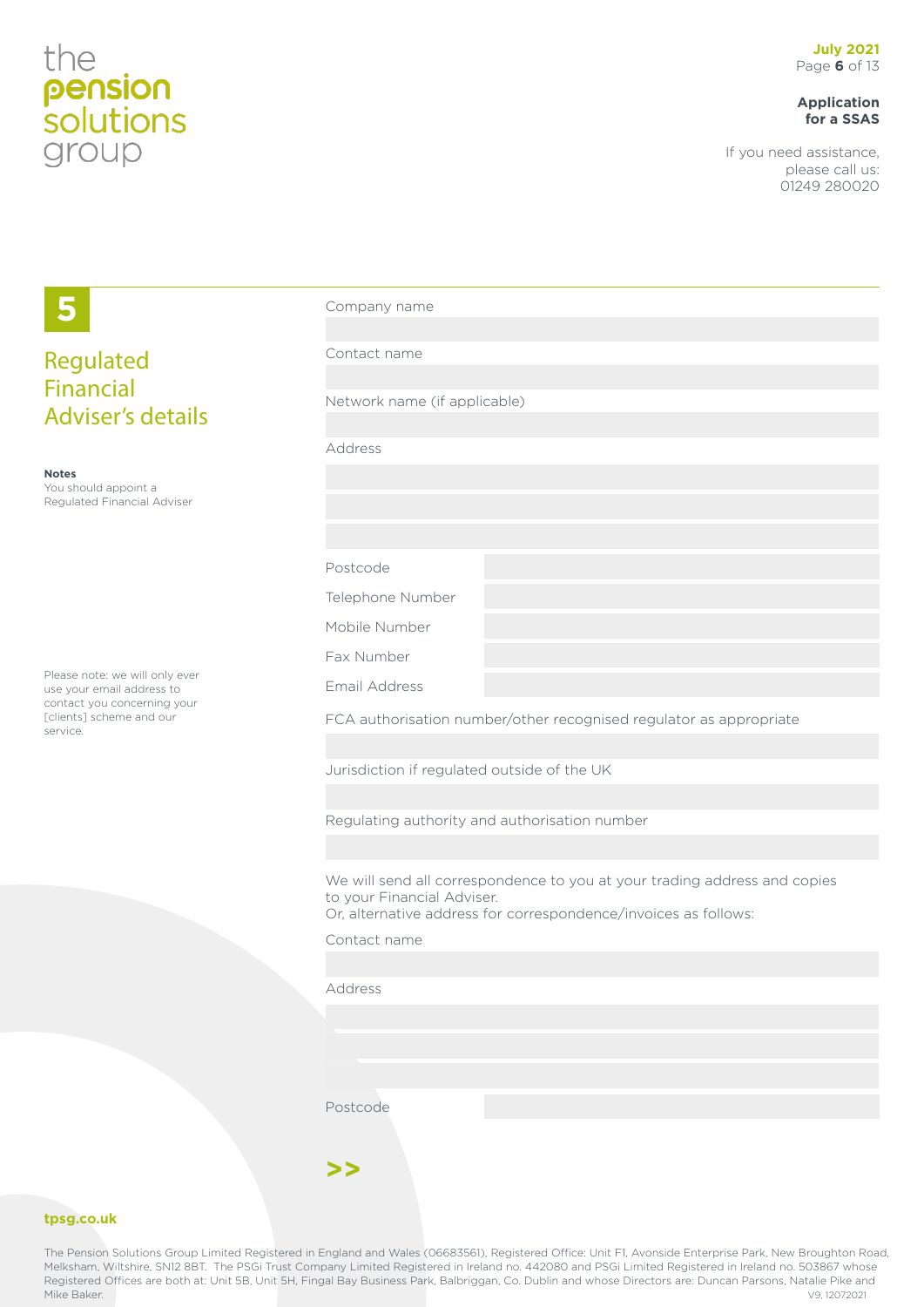## 5 Regulated Financial Adviser's details

**Notes**
You should appoint a Regulated Financial Adviser

Company name

Contact name

Network name (if applicable)

Address

Postcode

Telephone Number

Mobile Number

Fax Number

Email Address

Please note: we will only ever use your email address to contact you concerning your [clients] scheme and our service.

FCA authorisation number/other recognised regulator as appropriate

Jurisdiction if regulated outside of the UK

Regulating authority and authorisation number

We will send all correspondence to you at your trading address and copies to your Financial Adviser.
Or, alternative address for correspondence/invoices as follows:

Contact name

Address

Postcode

>>

tpsg.co.uk

The Pension Solutions Group Limited Registered in England and Wales (06683561), Registered Office: Unit F1, Avonside Enterprise Park, New Broughton Road, Melksham, Wiltshire, SN12 8BT. The PSGi Trust Company Limited Registered in Ireland no. 442080 and PSGi Limited Registered in Ireland no. 503867 whose Registered Offices are both at: Unit 5B, Unit 5H, Fingal Bay Business Park, Balbriggan, Co. Dublin and whose Directors are: Duncan Parsons, Natalie Pike and Mike Baker.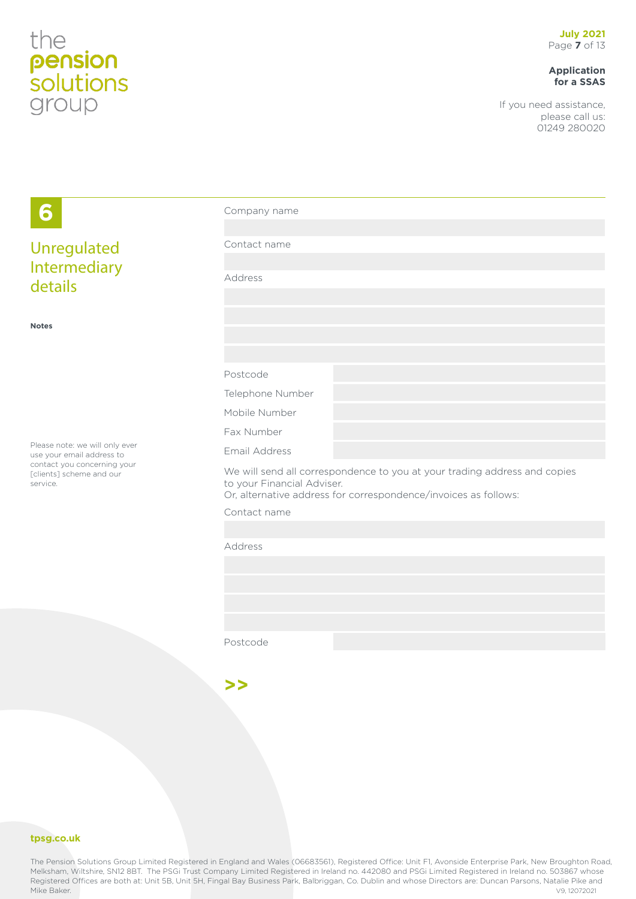## 6

# Unregulated Intermediary details

**Notes**

Please note: we will only ever use your email address to contact you concerning your [clients] scheme and our service.

Company name

Contact name

Address

| | |
|---|---|
| Postcode | |
| Telephone Number | |
| Mobile Number | |
| Fax Number | |
| Email Address | |

We will send all correspondence to you at your trading address and copies to your Financial Adviser.
Or, alternative address for correspondence/invoices as follows:

Contact name

Address

| | |
|---|---|
| Postcode | |

>>

**tpsg.co.uk**

The Pension Solutions Group Limited Registered in England and Wales (06683561), Registered Office: Unit F1, Avonside Enterprise Park, New Broughton Road, Melksham, Wiltshire, SN12 8BT. The PSGi Trust Company Limited Registered in Ireland no. 442080 and PSGi Limited Registered in Ireland no. 503867 whose Registered Offices are both at: Unit 5B, Unit 5H, Fingal Bay Business Park, Balbriggan, Co. Dublin and whose Directors are: Duncan Parsons, Natalie Pike and Mike Baker.

V9, 12072021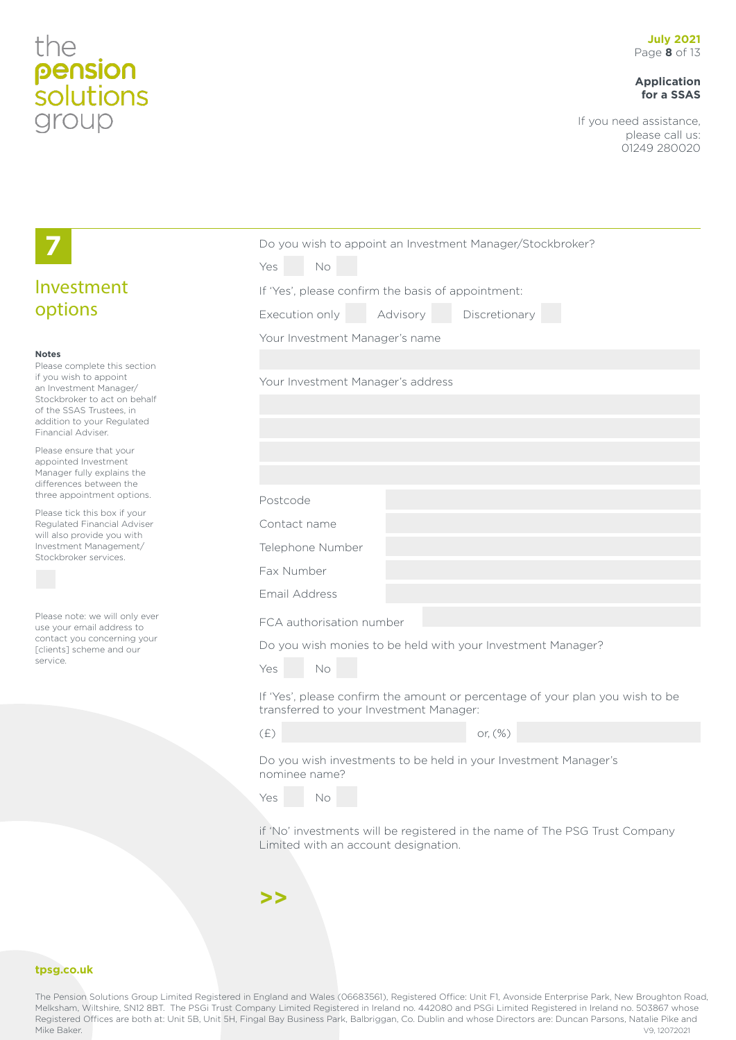## 7 Investment options

**Notes**

Please complete this section if you wish to appoint an Investment Manager/ Stockbroker to act on behalf of the SSAS Trustees, in addition to your Regulated Financial Adviser.

Please ensure that your appointed Investment Manager fully explains the differences between the three appointment options.

Please tick this box if your Regulated Financial Adviser will also provide you with Investment Management/ Stockbroker services. ☐

Please note: we will only ever use your email address to contact you concerning your [clients] scheme and our service.

Do you wish to appoint an Investment Manager/Stockbroker?

Yes ☐ No ☐

If 'Yes', please confirm the basis of appointment:

Execution only ☐ Advisory ☐ Discretionary ☐

Your Investment Manager's name

Your Investment Manager's address

Postcode

Contact name

Telephone Number

Fax Number

Email Address

FCA authorisation number

Do you wish monies to be held with your Investment Manager?

Yes ☐ No ☐

If 'Yes', please confirm the amount or percentage of your plan you wish to be transferred to your Investment Manager:

(£) ______ or, (%) ______

Do you wish investments to be held in your Investment Manager's nominee name?

Yes ☐ No ☐

if 'No' investments will be registered in the name of The PSG Trust Company Limited with an account designation.

>>

tpsg.co.uk

The Pension Solutions Group Limited Registered in England and Wales (06683561), Registered Office: Unit F1, Avonside Enterprise Park, New Broughton Road, Melksham, Wiltshire, SN12 8BT. The PSGi Trust Company Limited Registered in Ireland no. 442080 and PSGi Limited Registered in Ireland no. 503867 whose Registered Offices are both at: Unit 5B, Unit 5H, Fingal Bay Business Park, Balbriggan, Co. Dublin and whose Directors are: Duncan Parsons, Natalie Pike and Mike Baker.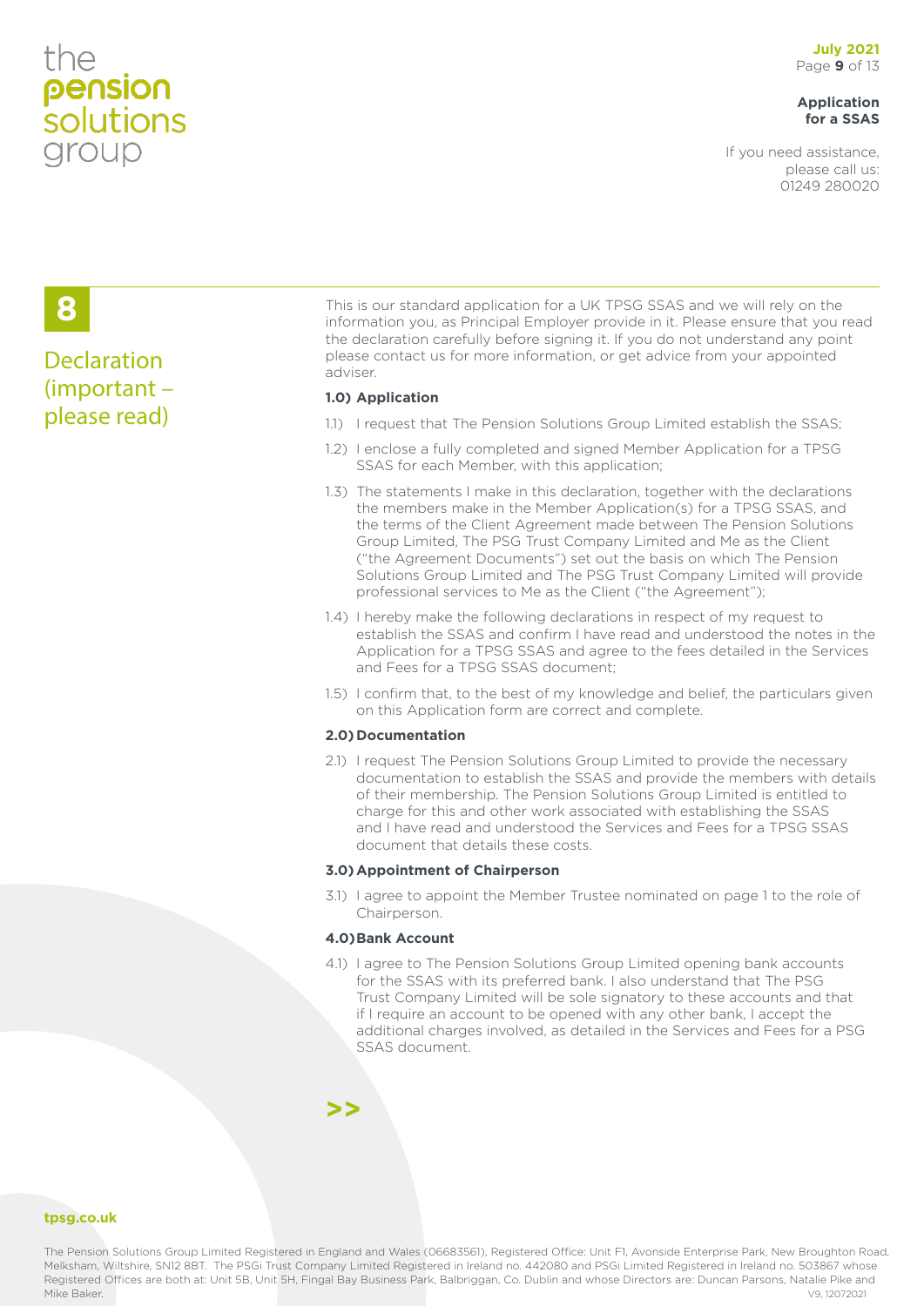## 8 Declaration (important – please read)

This is our standard application for a UK TPSG SSAS and we will rely on the information you, as Principal Employer provide in it. Please ensure that you read the declaration carefully before signing it. If you do not understand any point please contact us for more information, or get advice from your appointed adviser.

**1.0) Application**

1.1) I request that The Pension Solutions Group Limited establish the SSAS;

1.2) I enclose a fully completed and signed Member Application for a TPSG SSAS for each Member, with this application;

1.3) The statements I make in this declaration, together with the declarations the members make in the Member Application(s) for a TPSG SSAS, and the terms of the Client Agreement made between The Pension Solutions Group Limited, The PSG Trust Company Limited and Me as the Client ("the Agreement Documents") set out the basis on which The Pension Solutions Group Limited and The PSG Trust Company Limited will provide professional services to Me as the Client ("the Agreement");

1.4) I hereby make the following declarations in respect of my request to establish the SSAS and confirm I have read and understood the notes in the Application for a TPSG SSAS and agree to the fees detailed in the Services and Fees for a TPSG SSAS document;

1.5) I confirm that, to the best of my knowledge and belief, the particulars given on this Application form are correct and complete.

**2.0) Documentation**

2.1) I request The Pension Solutions Group Limited to provide the necessary documentation to establish the SSAS and provide the members with details of their membership. The Pension Solutions Group Limited is entitled to charge for this and other work associated with establishing the SSAS and I have read and understood the Services and Fees for a TPSG SSAS document that details these costs.

**3.0) Appointment of Chairperson**

3.1) I agree to appoint the Member Trustee nominated on page 1 to the role of Chairperson.

**4.0) Bank Account**

4.1) I agree to The Pension Solutions Group Limited opening bank accounts for the SSAS with its preferred bank. I also understand that The PSG Trust Company Limited will be sole signatory to these accounts and that if I require an account to be opened with any other bank, I accept the additional charges involved, as detailed in the Services and Fees for a PSG SSAS document.

>>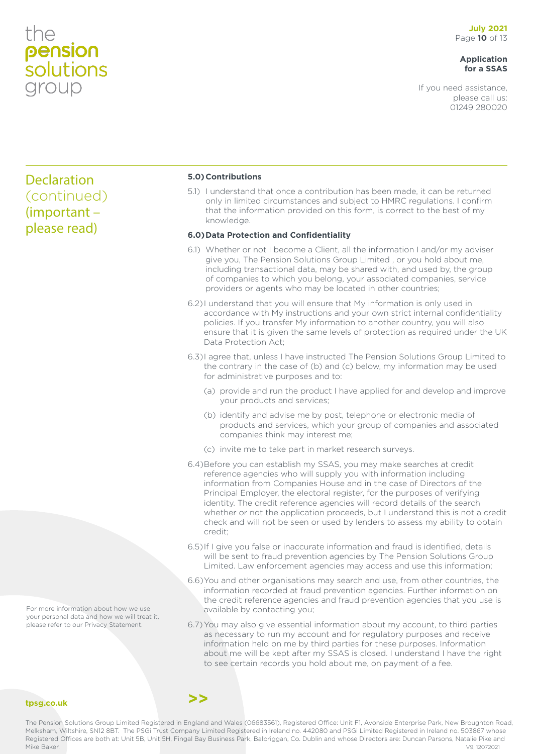## Declaration (continued) (important – please read)

**5.0) Contributions**

5.1) I understand that once a contribution has been made, it can be returned only in limited circumstances and subject to HMRC regulations. I confirm that the information provided on this form, is correct to the best of my knowledge.

**6.0) Data Protection and Confidentiality**

6.1) Whether or not I become a Client, all the information I and/or my adviser give you, The Pension Solutions Group Limited , or you hold about me, including transactional data, may be shared with, and used by, the group of companies to which you belong, your associated companies, service providers or agents who may be located in other countries;

6.2) I understand that you will ensure that My information is only used in accordance with My instructions and your own strict internal confidentiality policies. If you transfer My information to another country, you will also ensure that it is given the same levels of protection as required under the UK Data Protection Act;

6.3) I agree that, unless I have instructed The Pension Solutions Group Limited to the contrary in the case of (b) and (c) below, my information may be used for administrative purposes and to:

(a) provide and run the product I have applied for and develop and improve your products and services;

(b) identify and advise me by post, telephone or electronic media of products and services, which your group of companies and associated companies think may interest me;

(c) invite me to take part in market research surveys.

6.4) Before you can establish my SSAS, you may make searches at credit reference agencies who will supply you with information including information from Companies House and in the case of Directors of the Principal Employer, the electoral register, for the purposes of verifying identity. The credit reference agencies will record details of the search whether or not the application proceeds, but I understand this is not a credit check and will not be seen or used by lenders to assess my ability to obtain credit;

6.5) If I give you false or inaccurate information and fraud is identified, details will be sent to fraud prevention agencies by The Pension Solutions Group Limited. Law enforcement agencies may access and use this information;

6.6) You and other organisations may search and use, from other countries, the information recorded at fraud prevention agencies. Further information on the credit reference agencies and fraud prevention agencies that you use is available by contacting you;

6.7) You may also give essential information about my account, to third parties as necessary to run my account and for regulatory purposes and receive information held on me by third parties for these purposes. Information about me will be kept after my SSAS is closed. I understand I have the right to see certain records you hold about me, on payment of a fee.

For more information about how we use your personal data and how we will treat it, please refer to our Privacy Statement.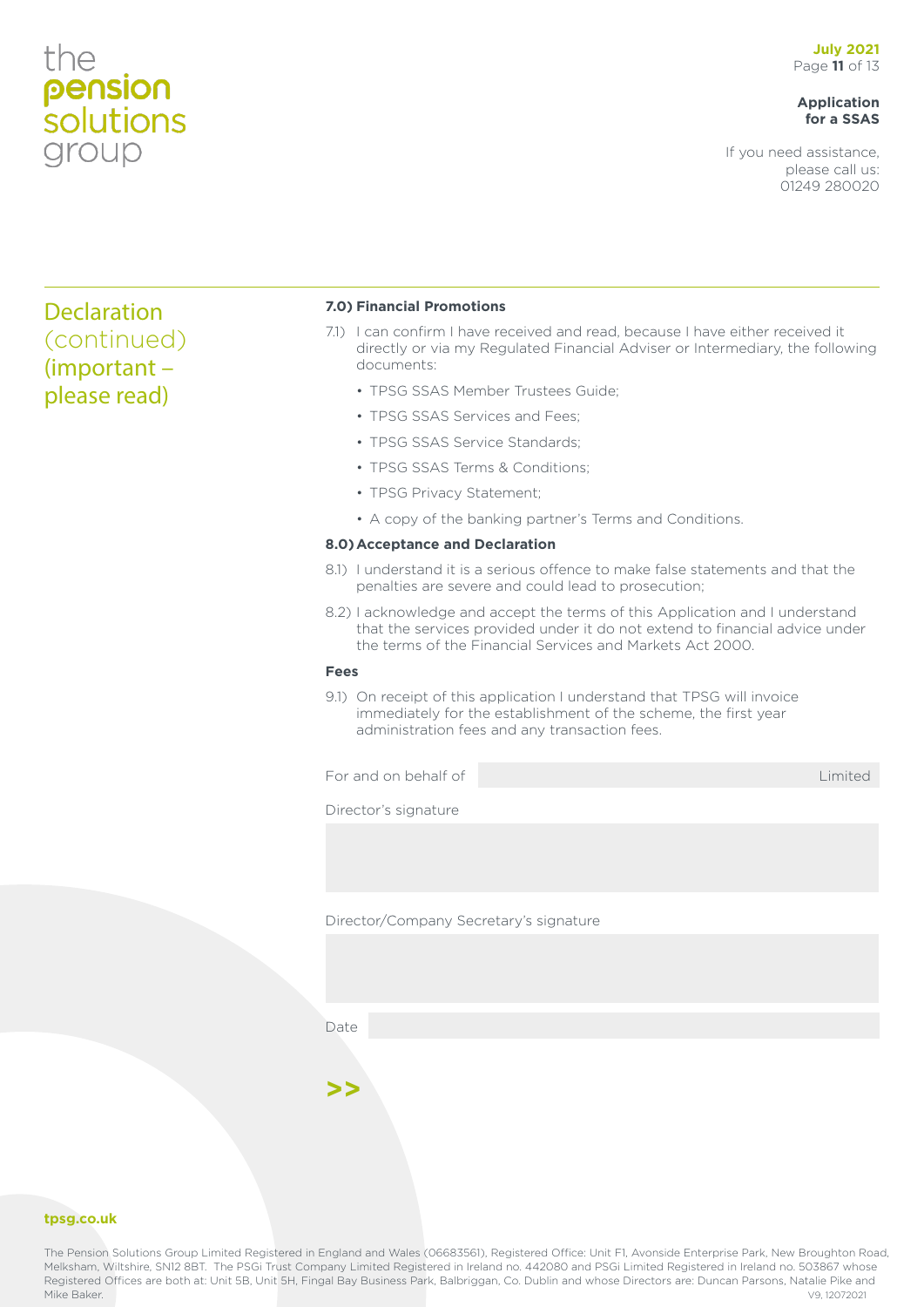## Declaration (continued) (important – please read)

**7.0) Financial Promotions**

7.1) I can confirm I have received and read, because I have either received it directly or via my Regulated Financial Adviser or Intermediary, the following documents:

- TPSG SSAS Member Trustees Guide;
- TPSG SSAS Services and Fees;
- TPSG SSAS Service Standards;
- TPSG SSAS Terms & Conditions;
- TPSG Privacy Statement;
- A copy of the banking partner's Terms and Conditions.

**8.0) Acceptance and Declaration**

8.1) I understand it is a serious offence to make false statements and that the penalties are severe and could lead to prosecution;

8.2) I acknowledge and accept the terms of this Application and I understand that the services provided under it do not extend to financial advice under the terms of the Financial Services and Markets Act 2000.

**Fees**

9.1) On receipt of this application I understand that TPSG will invoice immediately for the establishment of the scheme, the first year administration fees and any transaction fees.

For and on behalf of ______________________________ Limited

Director's signature

______________________________

Director/Company Secretary's signature

______________________________

Date ______________________________

>>

**tpsg.co.uk**

The Pension Solutions Group Limited Registered in England and Wales (06683561), Registered Office: Unit F1, Avonside Enterprise Park, New Broughton Road, Melksham, Wiltshire, SN12 8BT. The PSGi Trust Company Limited Registered in Ireland no. 442080 and PSGi Limited Registered in Ireland no. 503867 whose Registered Offices are both at: Unit 5B, Unit 5H, Fingal Bay Business Park, Balbriggan, Co. Dublin and whose Directors are: Duncan Parsons, Natalie Pike and Mike Baker.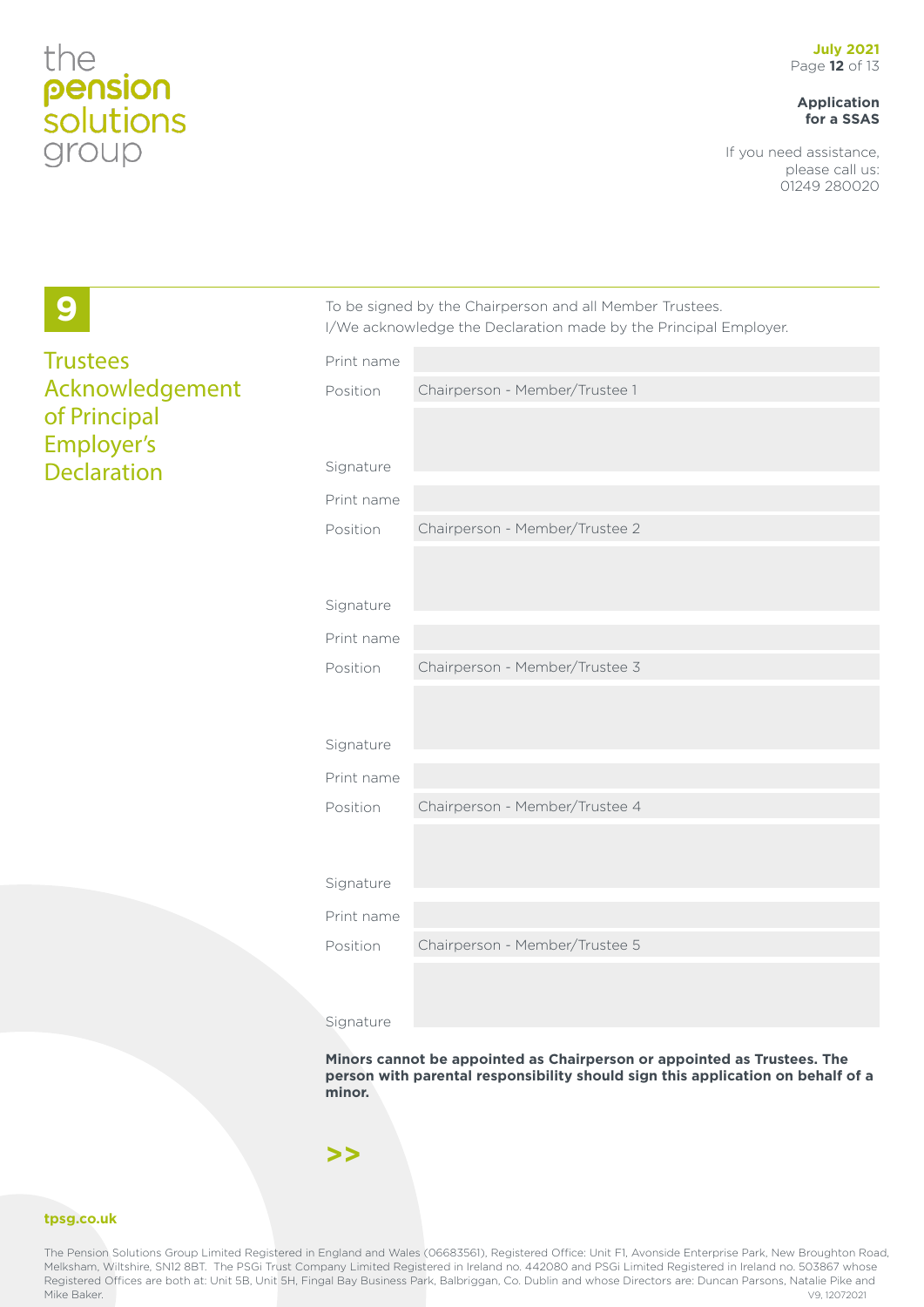## 9 Trustees Acknowledgement of Principal Employer's Declaration

To be signed by the Chairperson and all Member Trustees.
I/We acknowledge the Declaration made by the Principal Employer.

| | |
|---|---|
| Print name | |
| Position | Chairperson - Member/Trustee 1 |
| Signature | |
| Print name | |
| Position | Chairperson - Member/Trustee 2 |
| Signature | |
| Print name | |
| Position | Chairperson - Member/Trustee 3 |
| Signature | |
| Print name | |
| Position | Chairperson - Member/Trustee 4 |
| Signature | |
| Print name | |
| Position | Chairperson - Member/Trustee 5 |
| Signature | |

**Minors cannot be appointed as Chairperson or appointed as Trustees. The person with parental responsibility should sign this application on behalf of a minor.**

**>>**

tpsg.co.uk

The Pension Solutions Group Limited Registered in England and Wales (06683561), Registered Office: Unit F1, Avonside Enterprise Park, New Broughton Road, Melksham, Wiltshire, SN12 8BT. The PSGi Trust Company Limited Registered in Ireland no. 442080 and PSGi Limited Registered in Ireland no. 503867 whose Registered Offices are both at: Unit 5B, Unit 5H, Fingal Bay Business Park, Balbriggan, Co. Dublin and whose Directors are: Duncan Parsons, Natalie Pike and Mike Baker. V9, 12072021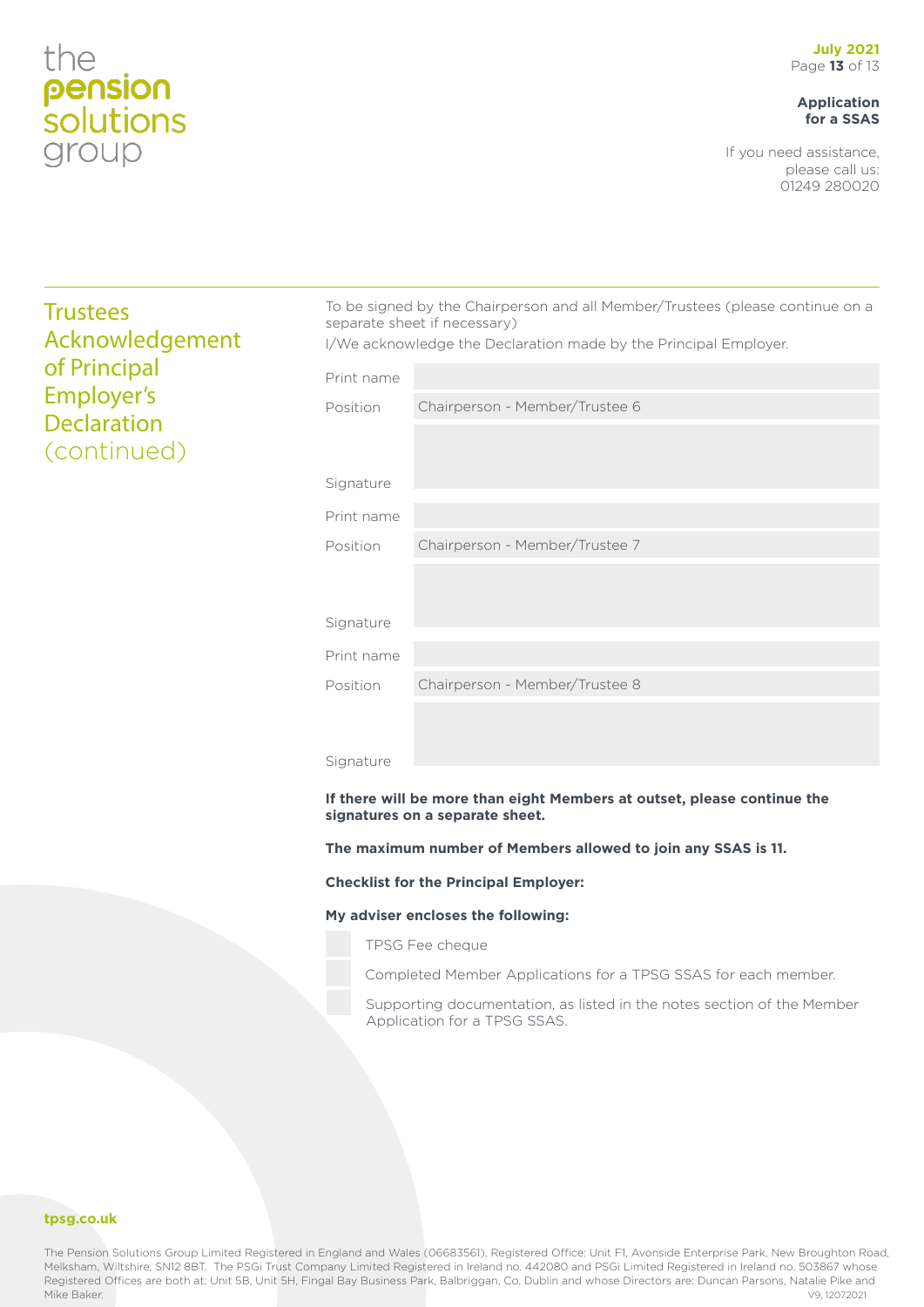## Trustees Acknowledgement of Principal Employer's Declaration (continued)

To be signed by the Chairperson and all Member/Trustees (please continue on a separate sheet if necessary)

I/We acknowledge the Declaration made by the Principal Employer.

| | |
|---|---|
| Print name | |
| Position | Chairperson - Member/Trustee 6 |
| Signature | |
| Print name | |
| Position | Chairperson - Member/Trustee 7 |
| Signature | |
| Print name | |
| Position | Chairperson - Member/Trustee 8 |
| Signature | |

**If there will be more than eight Members at outset, please continue the signatures on a separate sheet.**

**The maximum number of Members allowed to join any SSAS is 11.**

**Checklist for the Principal Employer:**

**My adviser encloses the following:**

- [ ] TPSG Fee cheque
- [ ] Completed Member Applications for a TPSG SSAS for each member.
- [ ] Supporting documentation, as listed in the notes section of the Member Application for a TPSG SSAS.

tpsg.co.uk

The Pension Solutions Group Limited Registered in England and Wales (06683561), Registered Office: Unit F1, Avonside Enterprise Park, New Broughton Road, Melksham, Wiltshire, SN12 8BT. The PSGi Trust Company Limited Registered in Ireland no. 442080 and PSGi Limited Registered in Ireland no. 503867 whose Registered Offices are both at: Unit 5B, Unit 5H, Fingal Bay Business Park, Balbriggan, Co. Dublin and whose Directors are: Duncan Parsons, Natalie Pike and Mike Baker.